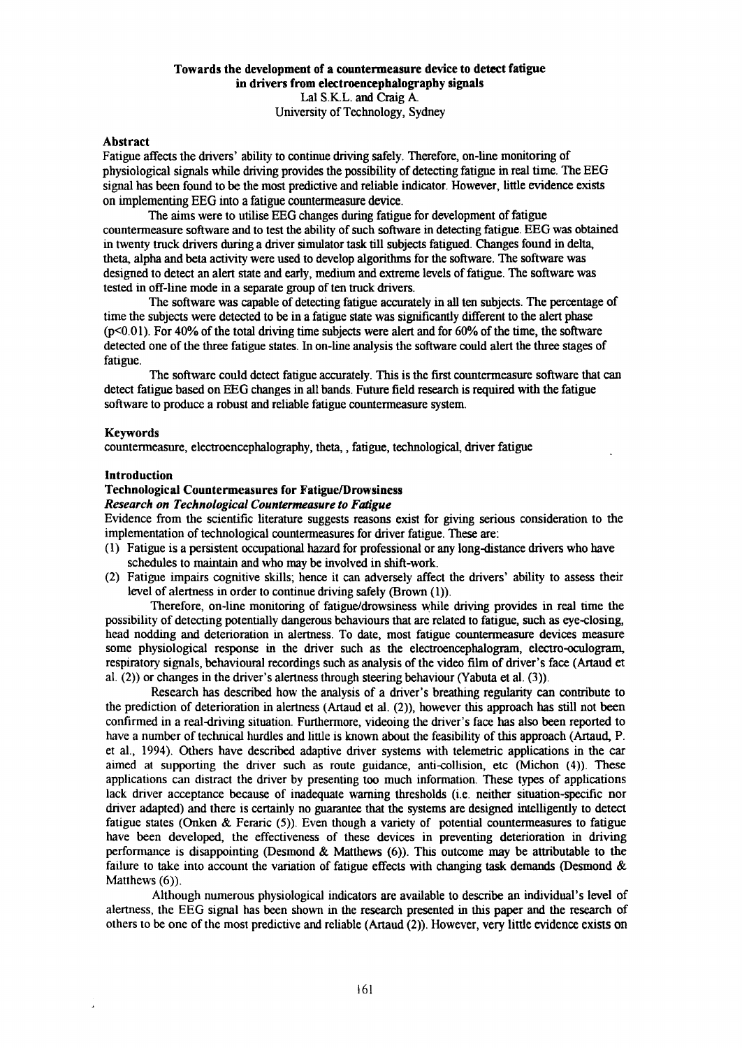# Towards the development of a countermeasure device to detect fatigue in drivers from electroencephalography signals

Lal S.K.L. and Craig A.
University of Technology, Sydney

## Abstract

Fatigue affects the drivers' ability to continue driving safely. Therefore, on-line monitoring of physiological signals while driving provides the possibility of detecting fatigue in real time. The EEG signal has been found to be the most predictive and reliable indicator. However, little evidence exists on implementing EEG into a fatigue countermeasure device.

The aims were to utilise EEG changes during fatigue for development of fatigue countermeasure software and to test the ability of such software in detecting fatigue. EEG was obtained in twenty truck drivers during a driver simulator task till subjects fatigued. Changes found in delta, theta, alpha and beta activity were used to develop algorithms for the software. The software was designed to detect an alert state and early, medium and extreme levels of fatigue. The software was tested in off-line mode in a separate group of ten truck drivers.

The software was capable of detecting fatigue accurately in all ten subjects. The percentage of time the subjects were detected to be in a fatigue state was significantly different to the alert phase ($p<0.01$). For 40% of the total driving time subjects were alert and for 60% of the time, the software detected one of the three fatigue states. In on-line analysis the software could alert the three stages of fatigue.

The software could detect fatigue accurately. This is the first countermeasure software that can detect fatigue based on EEG changes in all bands. Future field research is required with the fatigue software to produce a robust and reliable fatigue countermeasure system.

## Keywords

countermeasure, electroencephalography, theta, , fatigue, technological, driver fatigue

## Introduction

### Technological Countermeasures for Fatigue/Drowsiness

#### *Research on Technological Countermeasure to Fatigue*

Evidence from the scientific literature suggests reasons exist for giving serious consideration to the implementation of technological countermeasures for driver fatigue. These are:

(1) Fatigue is a persistent occupational hazard for professional or any long-distance drivers who have schedules to maintain and who may be involved in shift-work.
(2) Fatigue impairs cognitive skills; hence it can adversely affect the drivers' ability to assess their level of alertness in order to continue driving safely (Brown (1)).

Therefore, on-line monitoring of fatigue/drowsiness while driving provides in real time the possibility of detecting potentially dangerous behaviours that are related to fatigue, such as eye-closing, head nodding and deterioration in alertness. To date, most fatigue countermeasure devices measure some physiological response in the driver such as the electroencephalogram, electro-oculogram, respiratory signals, behavioural recordings such as analysis of the video film of driver's face (Artaud et al. (2)) or changes in the driver's alertness through steering behaviour (Yabuta et al. (3)).

Research has described how the analysis of a driver's breathing regularity can contribute to the prediction of deterioration in alertness (Artaud et al. (2)), however this approach has still not been confirmed in a real-driving situation. Furthermore, videoing the driver's face has also been reported to have a number of technical hurdles and little is known about the feasibility of this approach (Artaud, P. et al., 1994). Others have described adaptive driver systems with telemetric applications in the car aimed at supporting the driver such as route guidance, anti-collision, etc (Michon (4)). These applications can distract the driver by presenting too much information. These types of applications lack driver acceptance because of inadequate warning thresholds (i.e. neither situation-specific nor driver adapted) and there is certainly no guarantee that the systems are designed intelligently to detect fatigue states (Onken & Feraric (5)). Even though a variety of potential countermeasures to fatigue have been developed, the effectiveness of these devices in preventing deterioration in driving performance is disappointing (Desmond & Matthews (6)). This outcome may be attributable to the failure to take into account the variation of fatigue effects with changing task demands (Desmond & Matthews (6)).

Although numerous physiological indicators are available to describe an individual's level of alertness, the EEG signal has been shown in the research presented in this paper and the research of others to be one of the most predictive and reliable (Artaud (2)). However, very little evidence exists on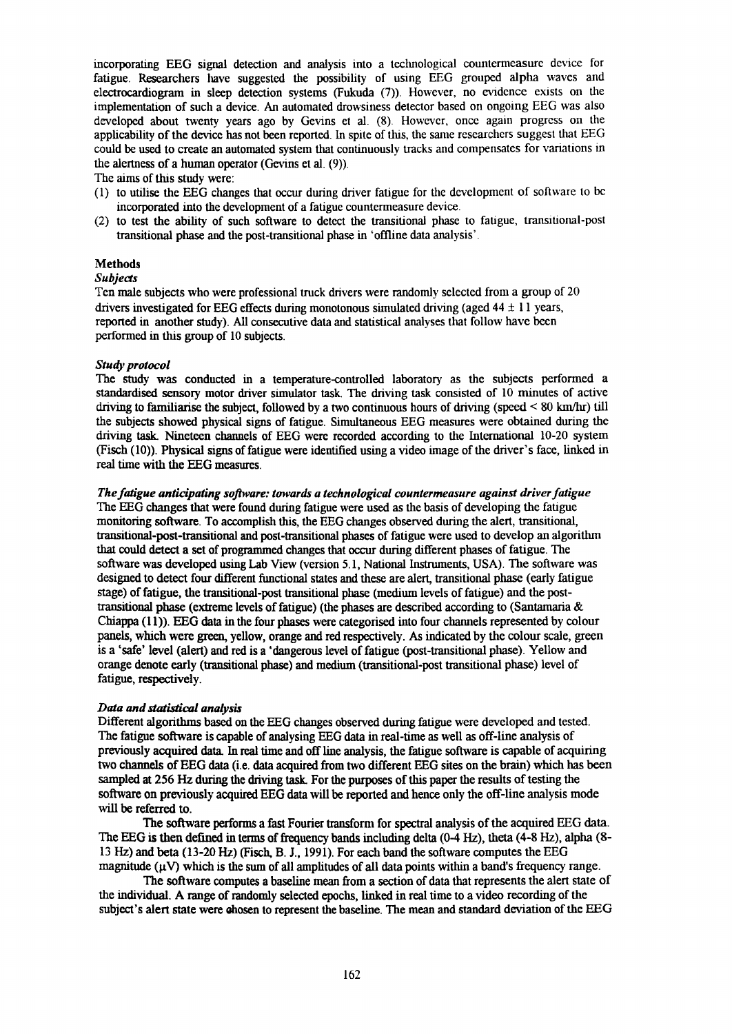incorporating EEG signal detection and analysis into a technological countermeasure device for fatigue. Researchers have suggested the possibility of using EEG grouped alpha waves and electrocardiogram in sleep detection systems (Fukuda (7)). However, no evidence exists on the implementation of such a device. An automated drowsiness detector based on ongoing EEG was also developed about twenty years ago by Gevins et al. (8). However, once again progress on the applicability of the device has not been reported. In spite of this, the same researchers suggest that EEG could be used to create an automated system that continuously tracks and compensates for variations in the alertness of a human operator (Gevins et al. (9)).

The aims of this study were:

(1) to utilise the EEG changes that occur during driver fatigue for the development of software to be incorporated into the development of a fatigue countermeasure device.
(2) to test the ability of such software to detect the transitional phase to fatigue, transitional-post transitional phase and the post-transitional phase in 'offline data analysis'.

## Methods

### *Subjects*

Ten male subjects who were professional truck drivers were randomly selected from a group of 20 drivers investigated for EEG effects during monotonous simulated driving (aged 44 ± 11 years, reported in another study). All consecutive data and statistical analyses that follow have been performed in this group of 10 subjects.

### *Study protocol*

The study was conducted in a temperature-controlled laboratory as the subjects performed a standardised sensory motor driver simulator task. The driving task consisted of 10 minutes of active driving to familiarise the subject, followed by a two continuous hours of driving (speed < 80 km/hr) till the subjects showed physical signs of fatigue. Simultaneous EEG measures were obtained during the driving task. Nineteen channels of EEG were recorded according to the International 10-20 system (Fisch (10)). Physical signs of fatigue were identified using a video image of the driver's face, linked in real time with the EEG measures.

### *The fatigue anticipating software: towards a technological countermeasure against driver fatigue*

The EEG changes that were found during fatigue were used as the basis of developing the fatigue monitoring software. To accomplish this, the EEG changes observed during the alert, transitional, transitional-post-transitional and post-transitional phases of fatigue were used to develop an algorithm that could detect a set of programmed changes that occur during different phases of fatigue. The software was developed using Lab View (version 5.1, National Instruments, USA). The software was designed to detect four different functional states and these are alert, transitional phase (early fatigue stage) of fatigue, the transitional-post transitional phase (medium levels of fatigue) and the post-transitional phase (extreme levels of fatigue) (the phases are described according to (Santamaria & Chiappa (11)). EEG data in the four phases were categorised into four channels represented by colour panels, which were green, yellow, orange and red respectively. As indicated by the colour scale, green is a 'safe' level (alert) and red is a 'dangerous level of fatigue (post-transitional phase). Yellow and orange denote early (transitional phase) and medium (transitional-post transitional phase) level of fatigue, respectively.

### *Data and statistical analysis*

Different algorithms based on the EEG changes observed during fatigue were developed and tested. The fatigue software is capable of analysing EEG data in real-time as well as off-line analysis of previously acquired data. In real time and off line analysis, the fatigue software is capable of acquiring two channels of EEG data (i.e. data acquired from two different EEG sites on the brain) which has been sampled at 256 Hz during the driving task. For the purposes of this paper the results of testing the software on previously acquired EEG data will be reported and hence only the off-line analysis mode will be referred to.

The software performs a fast Fourier transform for spectral analysis of the acquired EEG data. The EEG is then defined in terms of frequency bands including delta (0-4 Hz), theta (4-8 Hz), alpha (8-13 Hz) and beta (13-20 Hz) (Fisch, B. J., 1991). For each band the software computes the EEG magnitude (μV) which is the sum of all amplitudes of all data points within a band's frequency range.

The software computes a baseline mean from a section of data that represents the alert state of the individual. A range of randomly selected epochs, linked in real time to a video recording of the subject's alert state were chosen to represent the baseline. The mean and standard deviation of the EEG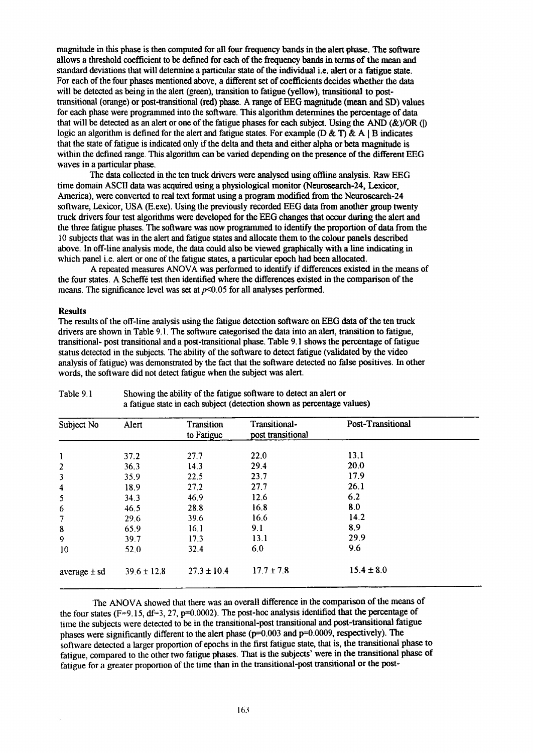magnitude in this phase is then computed for all four frequency bands in the alert phase. The software allows a threshold coefficient to be defined for each of the frequency bands in terms of the mean and standard deviations that will determine a particular state of the individual i.e. alert or a fatigue state. For each of the four phases mentioned above, a different set of coefficients decides whether the data will be detected as being in the alert (green), transition to fatigue (yellow), transitional to post-transitional (orange) or post-transitional (red) phase. A range of EEG magnitude (mean and SD) values for each phase were programmed into the software. This algorithm determines the percentage of data that will be detected as an alert or one of the fatigue phases for each subject. Using the AND (&)/OR (|) logic an algorithm is defined for the alert and fatigue states. For example (D & T) & A | B indicates that the state of fatigue is indicated only if the delta and theta and either alpha or beta magnitude is within the defined range. This algorithm can be varied depending on the presence of the different EEG waves in a particular phase.

The data collected in the ten truck drivers were analysed using offline analysis. Raw EEG time domain ASCII data was acquired using a physiological monitor (Neurosearch-24, Lexicor, America), were converted to real text format using a program modified from the Neurosearch-24 software, Lexicor, USA (E.exe). Using the previously recorded EEG data from another group twenty truck drivers four test algorithms were developed for the EEG changes that occur during the alert and the three fatigue phases. The software was now programmed to identify the proportion of data from the 10 subjects that was in the alert and fatigue states and allocate them to the colour panels described above. In off-line analysis mode, the data could also be viewed graphically with a line indicating in which panel i.e. alert or one of the fatigue states, a particular epoch had been allocated.

A repeated measures ANOVA was performed to identify if differences existed in the means of the four states. A Scheffé test then identified where the differences existed in the comparison of the means. The significance level was set at $p<0.05$ for all analyses performed.

**Results**

The results of the off-line analysis using the fatigue detection software on EEG data of the ten truck drivers are shown in Table 9.1. The software categorised the data into an alert, transition to fatigue, transitional- post transitional and a post-transitional phase. Table 9.1 shows the percentage of fatigue status detected in the subjects. The ability of the software to detect fatigue (validated by the video analysis of fatigue) was demonstrated by the fact that the software detected no false positives. In other words, the software did not detect fatigue when the subject was alert.

Table 9.1 Showing the ability of the fatigue software to detect an alert or a fatigue state in each subject (detection shown as percentage values)

| Subject No | Alert | Transition to Fatigue | Transitional-post transitional | Post-Transitional |
|---|---|---|---|---|
| 1 | 37.2 | 27.7 | 22.0 | 13.1 |
| 2 | 36.3 | 14.3 | 29.4 | 20.0 |
| 3 | 35.9 | 22.5 | 23.7 | 17.9 |
| 4 | 18.9 | 27.2 | 27.7 | 26.1 |
| 5 | 34.3 | 46.9 | 12.6 | 6.2 |
| 6 | 46.5 | 28.8 | 16.8 | 8.0 |
| 7 | 29.6 | 39.6 | 16.6 | 14.2 |
| 8 | 65.9 | 16.1 | 9.1 | 8.9 |
| 9 | 39.7 | 17.3 | 13.1 | 29.9 |
| 10 | 52.0 | 32.4 | 6.0 | 9.6 |
| average ± sd | 39.6 ± 12.8 | 27.3 ± 10.4 | 17.7 ± 7.8 | 15.4 ± 8.0 |

The ANOVA showed that there was an overall difference in the comparison of the means of the four states ($F=9.15$, $df=3, 27$, $p=0.0002$). The post-hoc analysis identified that the percentage of time the subjects were detected to be in the transitional-post transitional and post-transitional fatigue phases were significantly different to the alert phase ($p=0.003$ and $p=0.0009$, respectively). The software detected a larger proportion of epochs in the first fatigue state, that is, the transitional phase to fatigue, compared to the other two fatigue phases. That is the subjects' were in the transitional phase of fatigue for a greater proportion of the time than in the transitional-post transitional or the post-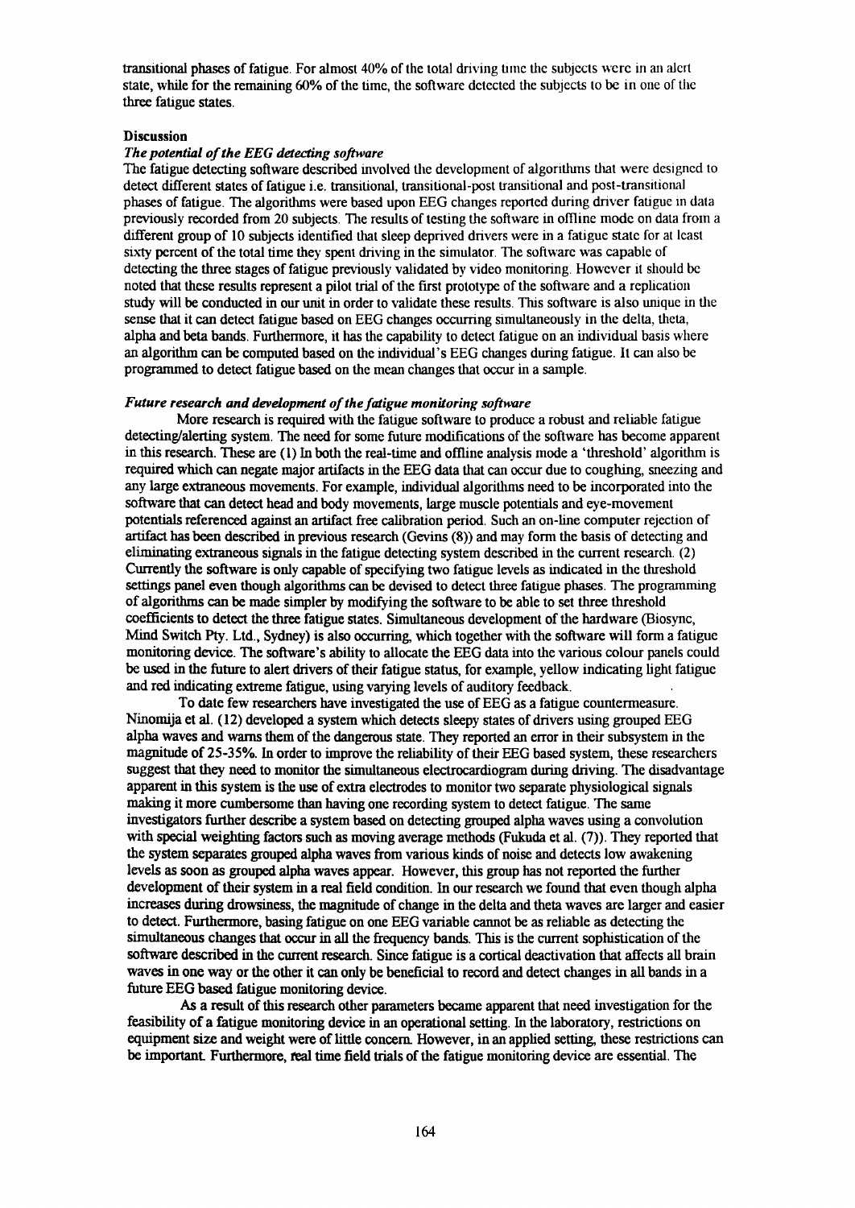transitional phases of fatigue. For almost 40% of the total driving time the subjects were in an alert state, while for the remaining 60% of the time, the software detected the subjects to be in one of the three fatigue states.

## Discussion

### *The potential of the EEG detecting software*

The fatigue detecting software described involved the development of algorithms that were designed to detect different states of fatigue i.e. transitional, transitional-post transitional and post-transitional phases of fatigue. The algorithms were based upon EEG changes reported during driver fatigue in data previously recorded from 20 subjects. The results of testing the software in offline mode on data from a different group of 10 subjects identified that sleep deprived drivers were in a fatigue state for at least sixty percent of the total time they spent driving in the simulator. The software was capable of detecting the three stages of fatigue previously validated by video monitoring. However it should be noted that these results represent a pilot trial of the first prototype of the software and a replication study will be conducted in our unit in order to validate these results. This software is also unique in the sense that it can detect fatigue based on EEG changes occurring simultaneously in the delta, theta, alpha and beta bands. Furthermore, it has the capability to detect fatigue on an individual basis where an algorithm can be computed based on the individual's EEG changes during fatigue. It can also be programmed to detect fatigue based on the mean changes that occur in a sample.

### *Future research and development of the fatigue monitoring software*

More research is required with the fatigue software to produce a robust and reliable fatigue detecting/alerting system. The need for some future modifications of the software has become apparent in this research. These are (1) In both the real-time and offline analysis mode a 'threshold' algorithm is required which can negate major artifacts in the EEG data that can occur due to coughing, sneezing and any large extraneous movements. For example, individual algorithms need to be incorporated into the software that can detect head and body movements, large muscle potentials and eye-movement potentials referenced against an artifact free calibration period. Such an on-line computer rejection of artifact has been described in previous research (Gevins (8)) and may form the basis of detecting and eliminating extraneous signals in the fatigue detecting system described in the current research. (2) Currently the software is only capable of specifying two fatigue levels as indicated in the threshold settings panel even though algorithms can be devised to detect three fatigue phases. The programming of algorithms can be made simpler by modifying the software to be able to set three threshold coefficients to detect the three fatigue states. Simultaneous development of the hardware (Biosync, Mind Switch Pty. Ltd., Sydney) is also occurring, which together with the software will form a fatigue monitoring device. The software's ability to allocate the EEG data into the various colour panels could be used in the future to alert drivers of their fatigue status, for example, yellow indicating light fatigue and red indicating extreme fatigue, using varying levels of auditory feedback.

To date few researchers have investigated the use of EEG as a fatigue countermeasure. Ninomija et al. (12) developed a system which detects sleepy states of drivers using grouped EEG alpha waves and warns them of the dangerous state. They reported an error in their subsystem in the magnitude of 25-35%. In order to improve the reliability of their EEG based system, these researchers suggest that they need to monitor the simultaneous electrocardiogram during driving. The disadvantage apparent in this system is the use of extra electrodes to monitor two separate physiological signals making it more cumbersome than having one recording system to detect fatigue. The same investigators further describe a system based on detecting grouped alpha waves using a convolution with special weighting factors such as moving average methods (Fukuda et al. (7)). They reported that the system separates grouped alpha waves from various kinds of noise and detects low awakening levels as soon as grouped alpha waves appear. However, this group has not reported the further development of their system in a real field condition. In our research we found that even though alpha increases during drowsiness, the magnitude of change in the delta and theta waves are larger and easier to detect. Furthermore, basing fatigue on one EEG variable cannot be as reliable as detecting the simultaneous changes that occur in all the frequency bands. This is the current sophistication of the software described in the current research. Since fatigue is a cortical deactivation that affects all brain waves in one way or the other it can only be beneficial to record and detect changes in all bands in a future EEG based fatigue monitoring device.

As a result of this research other parameters became apparent that need investigation for the feasibility of a fatigue monitoring device in an operational setting. In the laboratory, restrictions on equipment size and weight were of little concern. However, in an applied setting, these restrictions can be important. Furthermore, real time field trials of the fatigue monitoring device are essential. The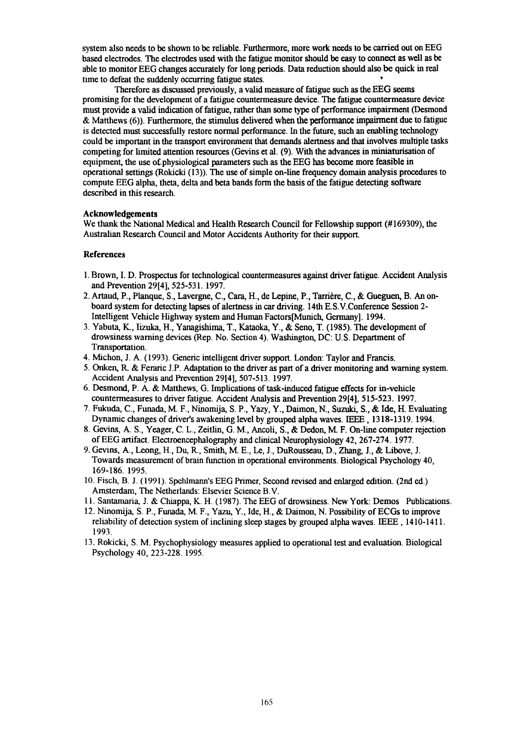system also needs to be shown to be reliable. Furthermore, more work needs to be carried out on EEG based electrodes. The electrodes used with the fatigue monitor should be easy to connect as well as be able to monitor EEG changes accurately for long periods. Data reduction should also be quick in real time to defeat the suddenly occurring fatigue states.

Therefore as discussed previously, a valid measure of fatigue such as the EEG seems promising for the development of a fatigue countermeasure device. The fatigue countermeasure device must provide a valid indication of fatigue, rather than some type of performance impairment (Desmond & Matthews (6)). Furthermore, the stimulus delivered when the performance impairment due to fatigue is detected must successfully restore normal performance. In the future, such an enabling technology could be important in the transport environment that demands alertness and that involves multiple tasks competing for limited attention resources (Gevins et al. (9). With the advances in miniaturisation of equipment, the use of physiological parameters such as the EEG has become more feasible in operational settings (Rokicki (13)). The use of simple on-line frequency domain analysis procedures to compute EEG alpha, theta, delta and beta bands form the basis of the fatigue detecting software described in this research.

### Acknowledgements

We thank the National Medical and Health Research Council for Fellowship support (#169309), the Australian Research Council and Motor Accidents Authority for their support.

### References

1. Brown, I. D. Prospectus for technological countermeasures against driver fatigue. Accident Analysis and Prevention 29[4], 525-531. 1997.
2. Artaud, P., Planque, S., Lavergne, C., Cara, H., de Lepine, P., Tarrière, C., & Gueguen, B. An on-board system for detecting lapses of alertness in car driving. 14th E.S.V.Conference Session 2-Intelligent Vehicle Highway system and Human Factors[Munich, Germany]. 1994.
3. Yabuta, K., Iizuka, H., Yanagishima, T., Kataoka, Y., & Seno, T. (1985). The development of drowsiness warning devices (Rep. No. Section 4). Washington, DC: U.S. Department of Transportation.
4. Michon, J. A. (1993). Generic intelligent driver support. London: Taylor and Francis.
5. Onken, R. & Feraric J.P. Adaptation to the driver as part of a driver monitoring and warning system. Accident Analysis and Prevention 29[4], 507-513. 1997.
6. Desmond, P. A. & Matthews, G. Implications of task-induced fatigue effects for in-vehicle countermeasures to driver fatigue. Accident Analysis and Prevention 29[4], 515-523. 1997.
7. Fukuda, C., Funada, M. F., Ninomija, S. P., Yazy, Y., Daimon, N., Suzuki, S., & Ide, H. Evaluating Dynamic changes of driver's awakening level by grouped alpha waves. IEEE, 1318-1319. 1994.
8. Gevins, A. S., Yeager, C. L., Zeitlin, G. M., Ancoli, S., & Dedon, M. F. On-line computer rejection of EEG artifact. Electroencephalography and clinical Neurophysiology 42, 267-274. 1977.
9. Gevins, A., Leong, H., Du, R., Smith, M. E., Le, J., DuRousseau, D., Zhang, J., & Libove, J. Towards measurement of brain function in operational environments. Biological Psychology 40, 169-186. 1995.
10. Fisch, B. J. (1991). Spehlmann's EEG Primer, Second revised and enlarged edition. (2nd ed.) Amsterdam, The Netherlands: Elsevier Science B.V.
11. Santamaria, J. & Chiappa, K. H. (1987). The EEG of drowsiness. New York: Demos Publications.
12. Ninomija, S. P., Funada, M. F., Yazu, Y., Ide, H., & Daimon, N. Possibility of ECGs to improve reliability of detection system of inclining sleep stages by grouped alpha waves. IEEE, 1410-1411. 1993.
13. Rokicki, S. M. Psychophysiology measures applied to operational test and evaluation. Biological Psychology 40, 223-228. 1995.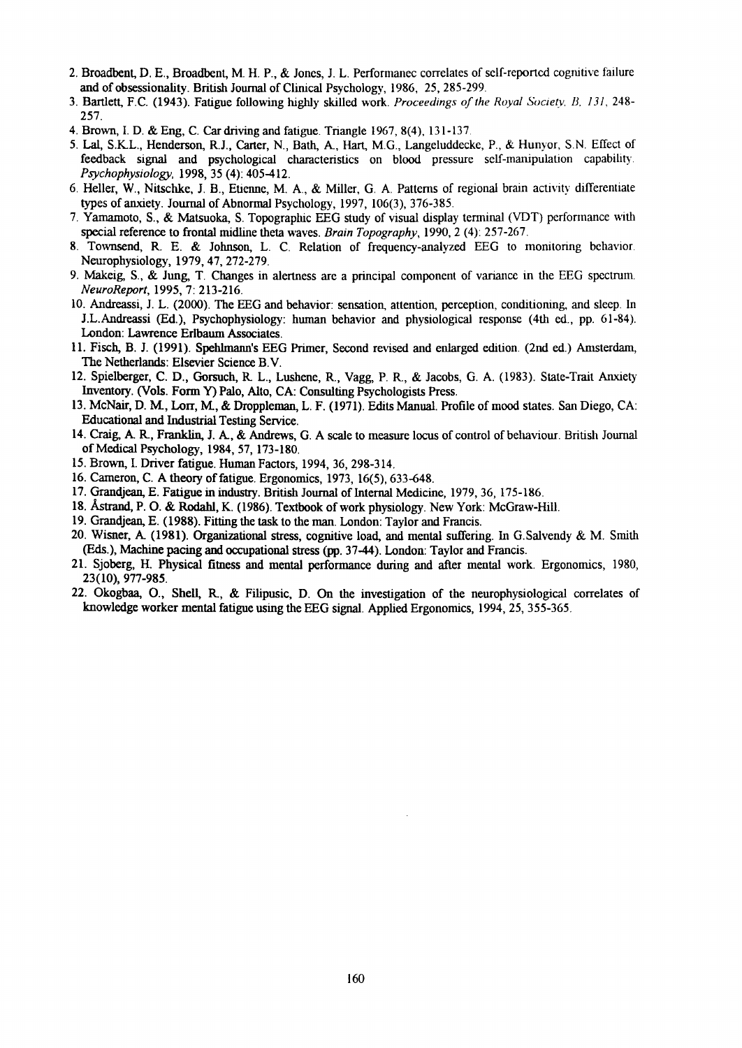2. Broadbent, D. E., Broadbent, M. H. P., & Jones, J. L. Performanec correlates of self-reported cognitive failure and of obsessionality. British Journal of Clinical Psychology, 1986, 25, 285-299.
3. Bartlett, F.C. (1943). Fatigue following highly skilled work. *Proceedings of the Royal Society, B, 131*, 248-257.
4. Brown, I. D. & Eng, C. Car driving and fatigue. Triangle 1967, 8(4), 131-137.
5. Lal, S.K.L., Henderson, R.J., Carter, N., Bath, A., Hart, M.G., Langeluddecke, P., & Hunyor, S.N. Effect of feedback signal and psychological characteristics on blood pressure self-manipulation capability. *Psychophysiology*, 1998, 35 (4): 405-412.
6. Heller, W., Nitschke, J. B., Etienne, M. A., & Miller, G. A. Patterns of regional brain activity differentiate types of anxiety. Journal of Abnormal Psychology, 1997, 106(3), 376-385.
7. Yamamoto, S., & Matsuoka, S. Topographic EEG study of visual display terminal (VDT) performance with special reference to frontal midline theta waves. *Brain Topography*, 1990, 2 (4): 257-267.
8. Townsend, R. E. & Johnson, L. C. Relation of frequency-analyzed EEG to monitoring behavior. Neurophysiology, 1979, 47, 272-279.
9. Makeig, S., & Jung, T. Changes in alertness are a principal component of variance in the EEG spectrum. *NeuroReport*, 1995, 7: 213-216.
10. Andreassi, J. L. (2000). The EEG and behavior: sensation, attention, perception, conditioning, and sleep. In J.L.Andreassi (Ed.), Psychophysiology: human behavior and physiological response (4th ed., pp. 61-84). London: Lawrence Erlbaum Associates.
11. Fisch, B. J. (1991). Spehlmann's EEG Primer, Second revised and enlarged edition. (2nd ed.) Amsterdam, The Netherlands: Elsevier Science B.V.
12. Spielberger, C. D., Gorsuch, R. L., Lushene, R., Vagg, P. R., & Jacobs, G. A. (1983). State-Trait Anxiety Inventory. (Vols. Form Y) Palo, Alto, CA: Consulting Psychologists Press.
13. McNair, D. M., Lorr, M., & Droppleman, L. F. (1971). Edits Manual. Profile of mood states. San Diego, CA: Educational and Industrial Testing Service.
14. Craig, A. R., Franklin, J. A., & Andrews, G. A scale to measure locus of control of behaviour. British Journal of Medical Psychology, 1984, 57, 173-180.
15. Brown, I. Driver fatigue. Human Factors, 1994, 36, 298-314.
16. Cameron, C. A theory of fatigue. Ergonomics, 1973, 16(5), 633-648.
17. Grandjean, E. Fatigue in industry. British Journal of Internal Medicine, 1979, 36, 175-186.
18. Åstrand, P. O. & Rodahl, K. (1986). Textbook of work physiology. New York: McGraw-Hill.
19. Grandjean, E. (1988). Fitting the task to the man. London: Taylor and Francis.
20. Wisner, A. (1981). Organizational stress, cognitive load, and mental suffering. In G.Salvendy & M. Smith (Eds.), Machine pacing and occupational stress (pp. 37-44). London: Taylor and Francis.
21. Sjoberg, H. Physical fitness and mental performance during and after mental work. Ergonomics, 1980, 23(10), 977-985.
22. Okogbaa, O., Shell, R., & Filipusic, D. On the investigation of the neurophysiological correlates of knowledge worker mental fatigue using the EEG signal. Applied Ergonomics, 1994, 25, 355-365.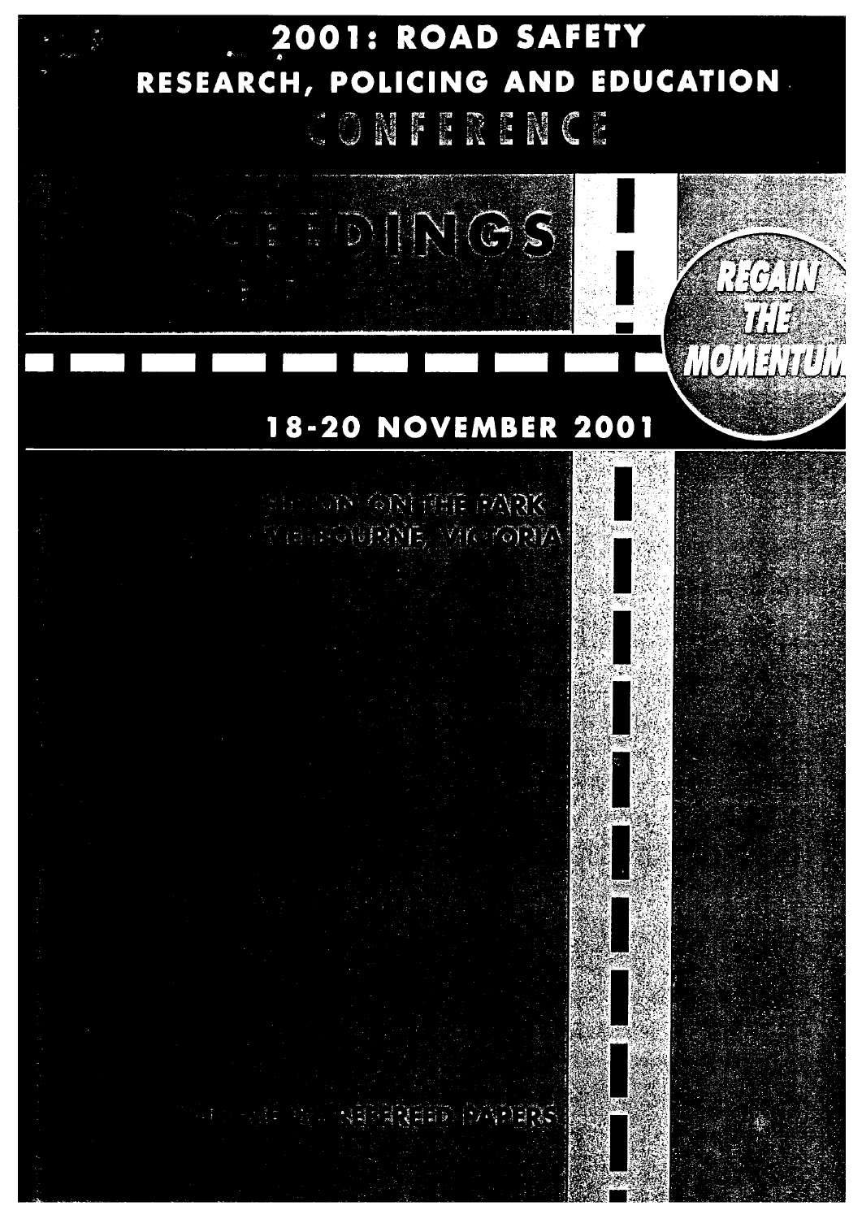# 2001: ROAD SAFETY RESEARCH, POLICING AND EDUCATION CONFERENCE

## PROCEEDINGS

REGAIN THE MOMENTUM

## 18-20 NOVEMBER 2001

HILTON ON THE PARK
MELBOURNE, VICTORIA

REFEREED PAPERS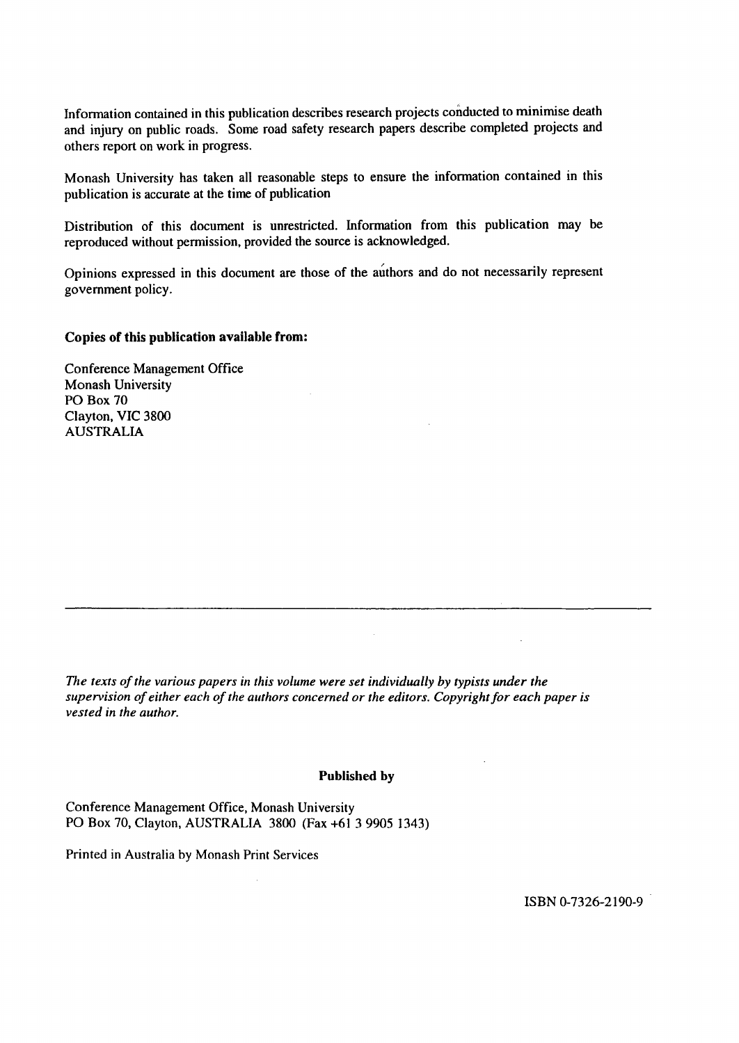Information contained in this publication describes research projects conducted to minimise death and injury on public roads. Some road safety research papers describe completed projects and others report on work in progress.

Monash University has taken all reasonable steps to ensure the information contained in this publication is accurate at the time of publication

Distribution of this document is unrestricted. Information from this publication may be reproduced without permission, provided the source is acknowledged.

Opinions expressed in this document are those of the authors and do not necessarily represent government policy.

**Copies of this publication available from:**

Conference Management Office
Monash University
PO Box 70
Clayton, VIC 3800
AUSTRALIA

---

*The texts of the various papers in this volume were set individually by typists under the supervision of either each of the authors concerned or the editors. Copyright for each paper is vested in the author.*

**Published by**

Conference Management Office, Monash University
PO Box 70, Clayton, AUSTRALIA 3800 (Fax +61 3 9905 1343)

Printed in Australia by Monash Print Services

ISBN 0-7326-2190-9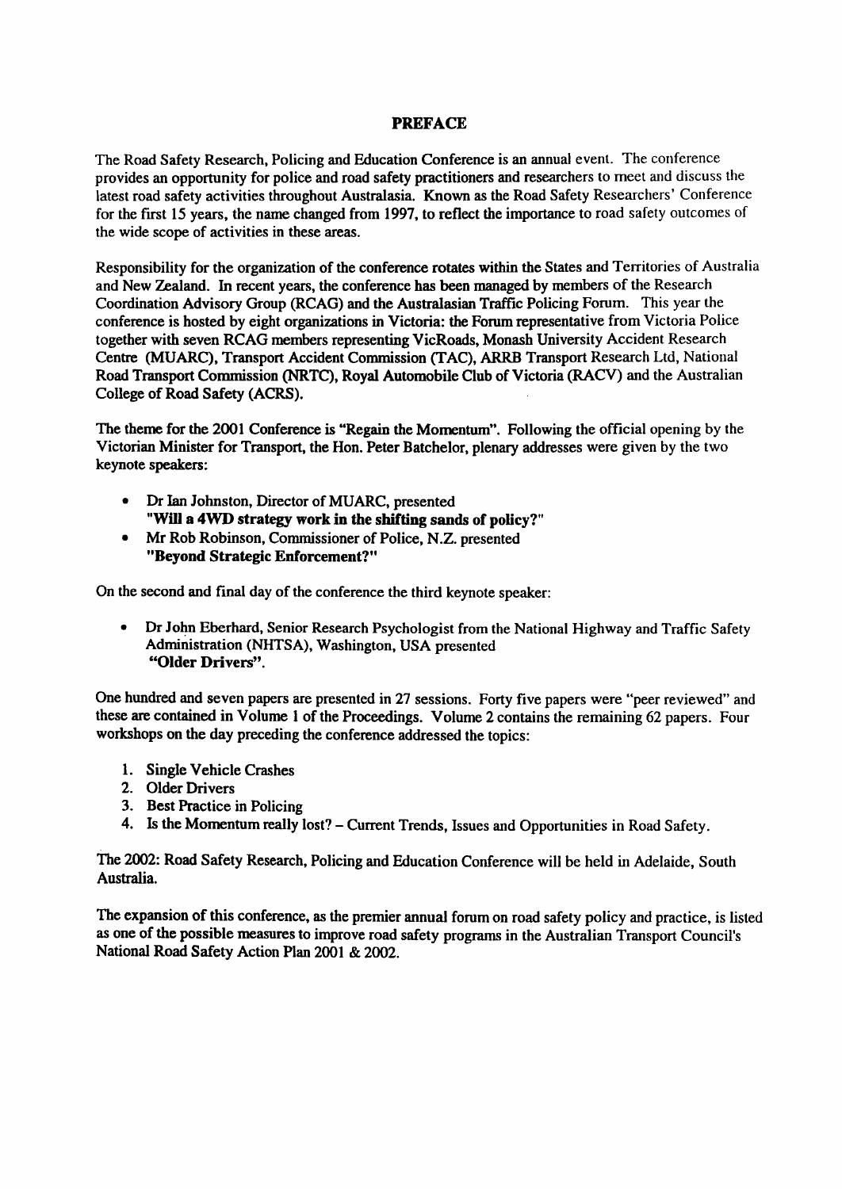# PREFACE

The Road Safety Research, Policing and Education Conference is an annual event. The conference provides an opportunity for police and road safety practitioners and researchers to meet and discuss the latest road safety activities throughout Australasia. Known as the Road Safety Researchers' Conference for the first 15 years, the name changed from 1997, to reflect the importance to road safety outcomes of the wide scope of activities in these areas.

Responsibility for the organization of the conference rotates within the States and Territories of Australia and New Zealand. In recent years, the conference has been managed by members of the Research Coordination Advisory Group (RCAG) and the Australasian Traffic Policing Forum. This year the conference is hosted by eight organizations in Victoria: the Forum representative from Victoria Police together with seven RCAG members representing VicRoads, Monash University Accident Research Centre (MUARC), Transport Accident Commission (TAC), ARRB Transport Research Ltd, National Road Transport Commission (NRTC), Royal Automobile Club of Victoria (RACV) and the Australian College of Road Safety (ACRS).

The theme for the 2001 Conference is "Regain the Momentum". Following the official opening by the Victorian Minister for Transport, the Hon. Peter Batchelor, plenary addresses were given by the two keynote speakers:

- Dr Ian Johnston, Director of MUARC, presented **"Will a 4WD strategy work in the shifting sands of policy?"**
- Mr Rob Robinson, Commissioner of Police, N.Z. presented **"Beyond Strategic Enforcement?"**

On the second and final day of the conference the third keynote speaker:

- Dr John Eberhard, Senior Research Psychologist from the National Highway and Traffic Safety Administration (NHTSA), Washington, USA presented **"Older Drivers"**.

One hundred and seven papers are presented in 27 sessions. Forty five papers were "peer reviewed" and these are contained in Volume 1 of the Proceedings. Volume 2 contains the remaining 62 papers. Four workshops on the day preceding the conference addressed the topics:

1. Single Vehicle Crashes
2. Older Drivers
3. Best Practice in Policing
4. Is the Momentum really lost? – Current Trends, Issues and Opportunities in Road Safety.

The 2002: Road Safety Research, Policing and Education Conference will be held in Adelaide, South Australia.

The expansion of this conference, as the premier annual forum on road safety policy and practice, is listed as one of the possible measures to improve road safety programs in the Australian Transport Council's National Road Safety Action Plan 2001 & 2002.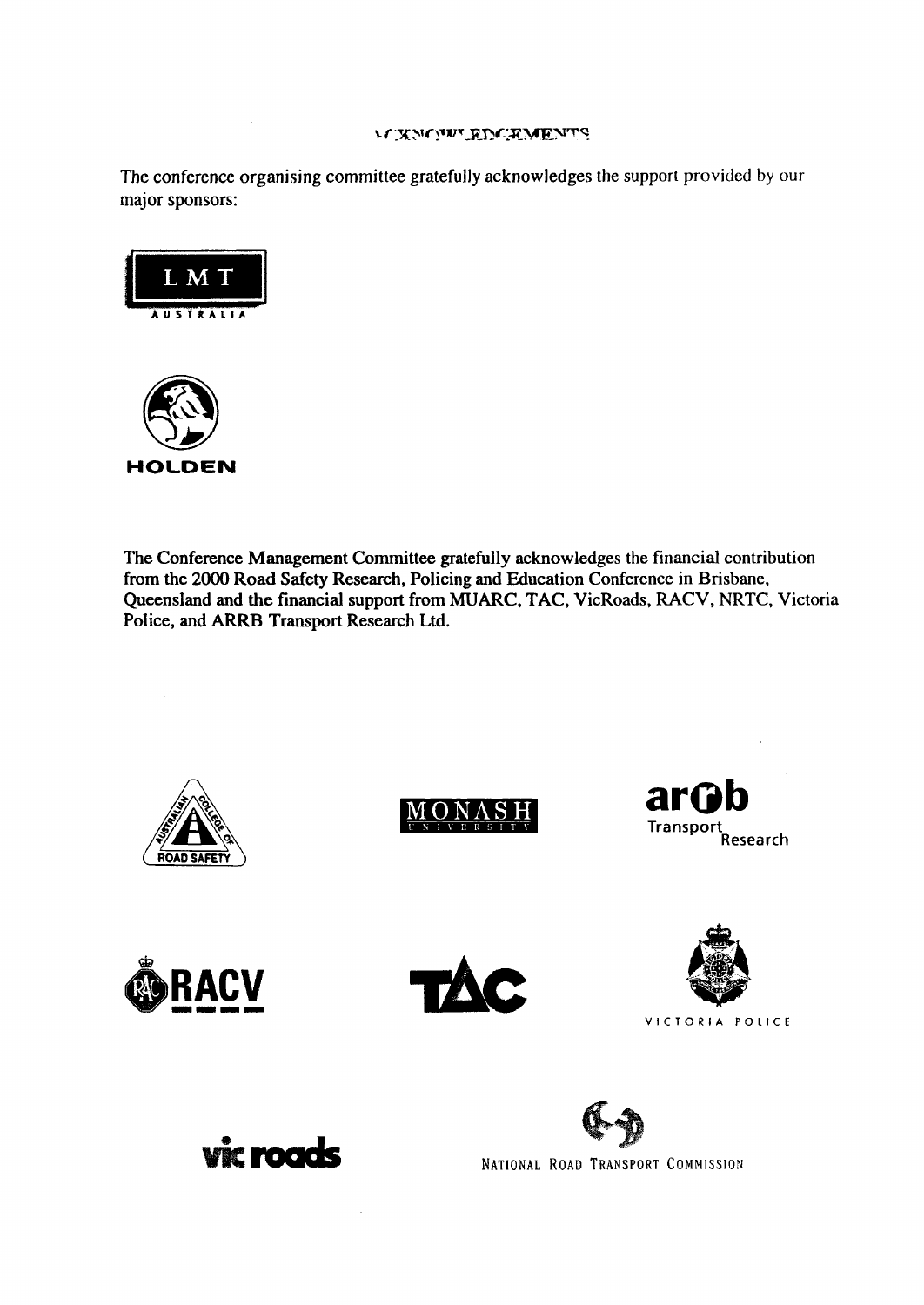## ACKNOWLEDGEMENTS

The conference organising committee gratefully acknowledges the support provided by our major sponsors:

LMT AUSTRALIA

HOLDEN

**The Conference Management Committee gratefully acknowledges the financial contribution from the 2000 Road Safety Research, Policing and Education Conference in Brisbane, Queensland and the financial support from MUARC, TAC, VicRoads, RACV, NRTC, Victoria Police, and ARRB Transport Research Ltd.**

AUSTRALIAN COLLEGE OF ROAD SAFETY

MONASH UNIVERSITY

arrb Transport Research

RACV

TAC

VICTORIA POLICE

vic roads

NATIONAL ROAD TRANSPORT COMMISSION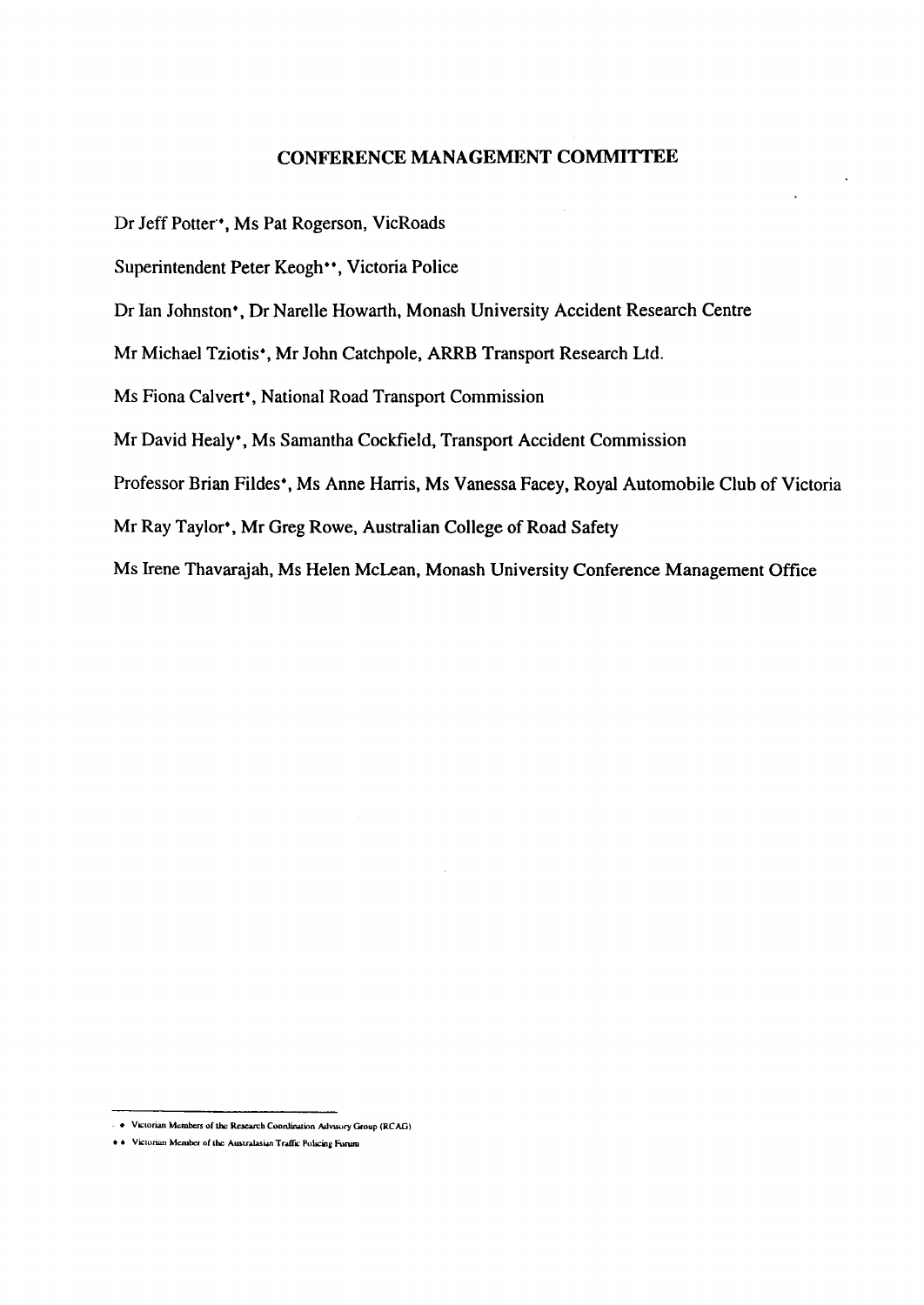## CONFERENCE MANAGEMENT COMMITTEE

Dr Jeff Potter*, Ms Pat Rogerson, VicRoads

Superintendent Peter Keogh**, Victoria Police

Dr Ian Johnston*, Dr Narelle Howarth, Monash University Accident Research Centre

Mr Michael Tziotis*, Mr John Catchpole, ARRB Transport Research Ltd.

Ms Fiona Calvert*, National Road Transport Commission

Mr David Healy*, Ms Samantha Cockfield, Transport Accident Commission

Professor Brian Fildes*, Ms Anne Harris, Ms Vanessa Facey, Royal Automobile Club of Victoria

Mr Ray Taylor*, Mr Greg Rowe, Australian College of Road Safety

Ms Irene Thavarajah, Ms Helen McLean, Monash University Conference Management Office

---

* Victorian Members of the Research Coordination Advisory Group (RCAG)

** Victorian Member of the Australasian Traffic Policing Forum